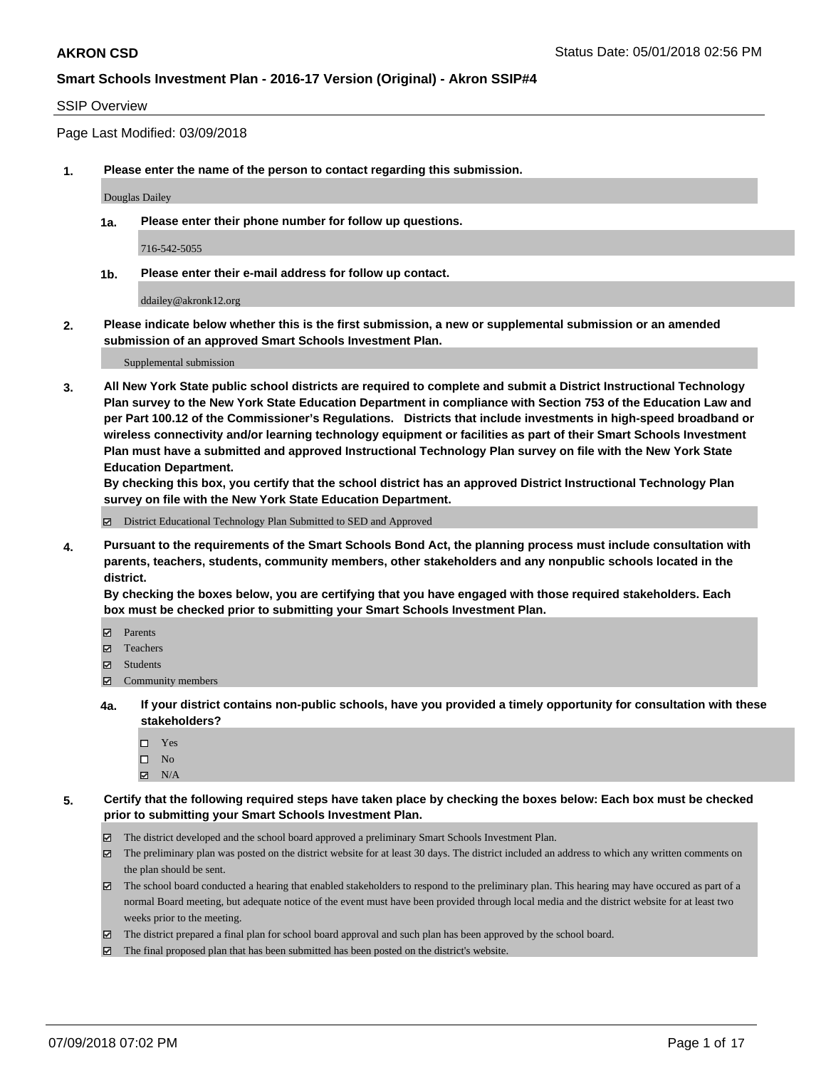# AKRON CSD

Status Date: 05/01/2018 02:56 PM

## Smart Schools Investment Plan - 2016-17 Version (Original) - Akron SSIP#4

SSIP Overview

Page Last Modified: 03/09/2018

**1. Please enter the name of the person to contact regarding this submission.**

Douglas Dailey

**1a. Please enter their phone number for follow up questions.**

716-542-5055

**1b. Please enter their e-mail address for follow up contact.**

ddailey@akronk12.org

**2. Please indicate below whether this is the first submission, a new or supplemental submission or an amended submission of an approved Smart Schools Investment Plan.**

Supplemental submission

**3. All New York State public school districts are required to complete and submit a District Instructional Technology Plan survey to the New York State Education Department in compliance with Section 753 of the Education Law and per Part 100.12 of the Commissioner's Regulations. Districts that include investments in high-speed broadband or wireless connectivity and/or learning technology equipment or facilities as part of their Smart Schools Investment Plan must have a submitted and approved Instructional Technology Plan survey on file with the New York State Education Department.**
**By checking this box, you certify that the school district has an approved District Instructional Technology Plan survey on file with the New York State Education Department.**

- [x] District Educational Technology Plan Submitted to SED and Approved

**4. Pursuant to the requirements of the Smart Schools Bond Act, the planning process must include consultation with parents, teachers, students, community members, other stakeholders and any nonpublic schools located in the district.**
**By checking the boxes below, you are certifying that you have engaged with those required stakeholders. Each box must be checked prior to submitting your Smart Schools Investment Plan.**

- [x] Parents
- [x] Teachers
- [x] Students
- [x] Community members

**4a. If your district contains non-public schools, have you provided a timely opportunity for consultation with these stakeholders?**

- [ ] Yes
- [ ] No
- [x] N/A

**5. Certify that the following required steps have taken place by checking the boxes below: Each box must be checked prior to submitting your Smart Schools Investment Plan.**

- [x] The district developed and the school board approved a preliminary Smart Schools Investment Plan.
- [x] The preliminary plan was posted on the district website for at least 30 days. The district included an address to which any written comments on the plan should be sent.
- [x] The school board conducted a hearing that enabled stakeholders to respond to the preliminary plan. This hearing may have occured as part of a normal Board meeting, but adequate notice of the event must have been provided through local media and the district website for at least two weeks prior to the meeting.
- [x] The district prepared a final plan for school board approval and such plan has been approved by the school board.
- [x] The final proposed plan that has been submitted has been posted on the district's website.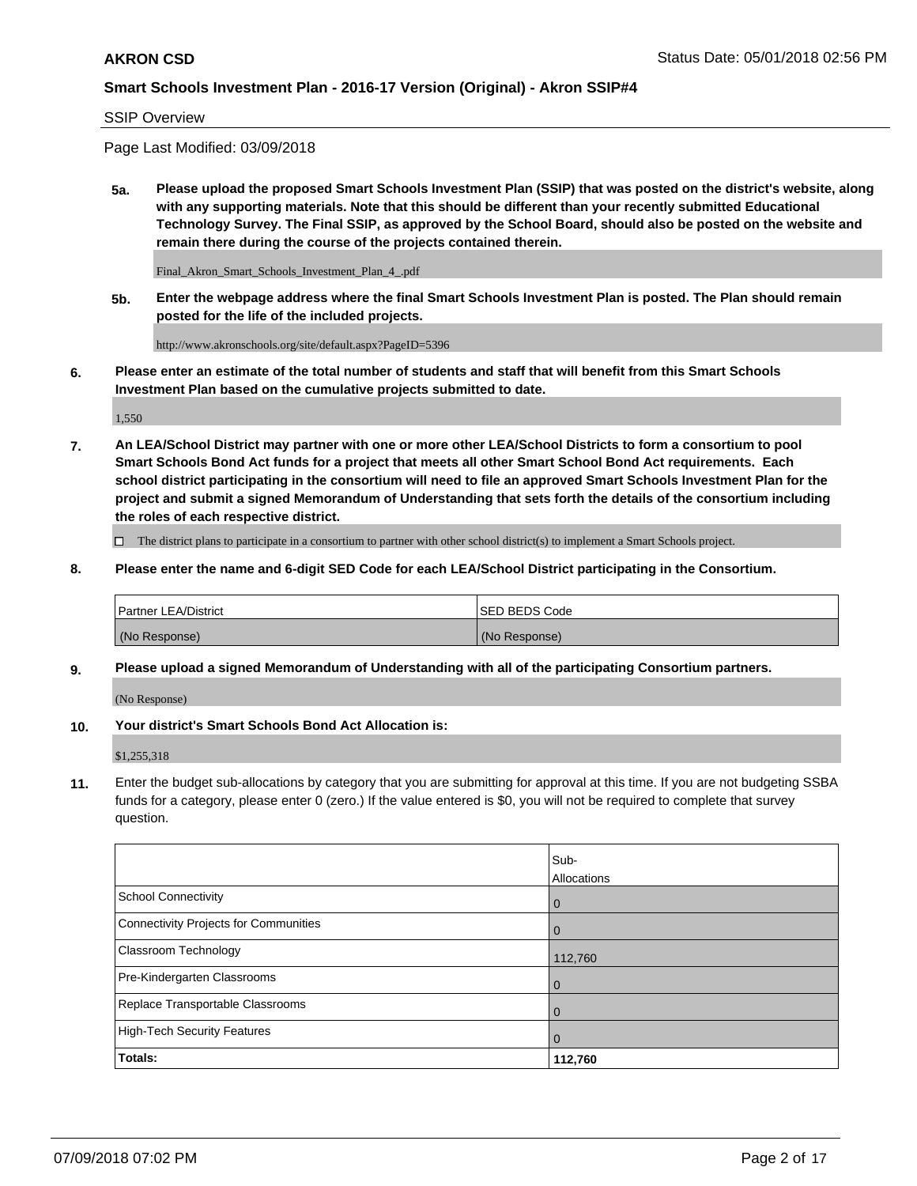SSIP Overview

Page Last Modified: 03/09/2018

**5a. Please upload the proposed Smart Schools Investment Plan (SSIP) that was posted on the district's website, along with any supporting materials. Note that this should be different than your recently submitted Educational Technology Survey. The Final SSIP, as approved by the School Board, should also be posted on the website and remain there during the course of the projects contained therein.**

Final_Akron_Smart_Schools_Investment_Plan_4_.pdf

**5b. Enter the webpage address where the final Smart Schools Investment Plan is posted. The Plan should remain posted for the life of the included projects.**

http://www.akronschools.org/site/default.aspx?PageID=5396

**6. Please enter an estimate of the total number of students and staff that will benefit from this Smart Schools Investment Plan based on the cumulative projects submitted to date.**

1,550

**7. An LEA/School District may partner with one or more other LEA/School Districts to form a consortium to pool Smart Schools Bond Act funds for a project that meets all other Smart School Bond Act requirements. Each school district participating in the consortium will need to file an approved Smart Schools Investment Plan for the project and submit a signed Memorandum of Understanding that sets forth the details of the consortium including the roles of each respective district.**

☐ The district plans to participate in a consortium to partner with other school district(s) to implement a Smart Schools project.

**8. Please enter the name and 6-digit SED Code for each LEA/School District participating in the Consortium.**

| Partner LEA/District | SED BEDS Code |
|---|---|
| (No Response) | (No Response) |

**9. Please upload a signed Memorandum of Understanding with all of the participating Consortium partners.**

(No Response)

**10. Your district's Smart Schools Bond Act Allocation is:**

$1,255,318

**11.** Enter the budget sub-allocations by category that you are submitting for approval at this time. If you are not budgeting SSBA funds for a category, please enter 0 (zero.) If the value entered is $0, you will not be required to complete that survey question.

| | Sub-Allocations |
|---|---|
| School Connectivity | 0 |
| Connectivity Projects for Communities | 0 |
| Classroom Technology | 112,760 |
| Pre-Kindergarten Classrooms | 0 |
| Replace Transportable Classrooms | 0 |
| High-Tech Security Features | 0 |
| **Totals:** | **112,760** |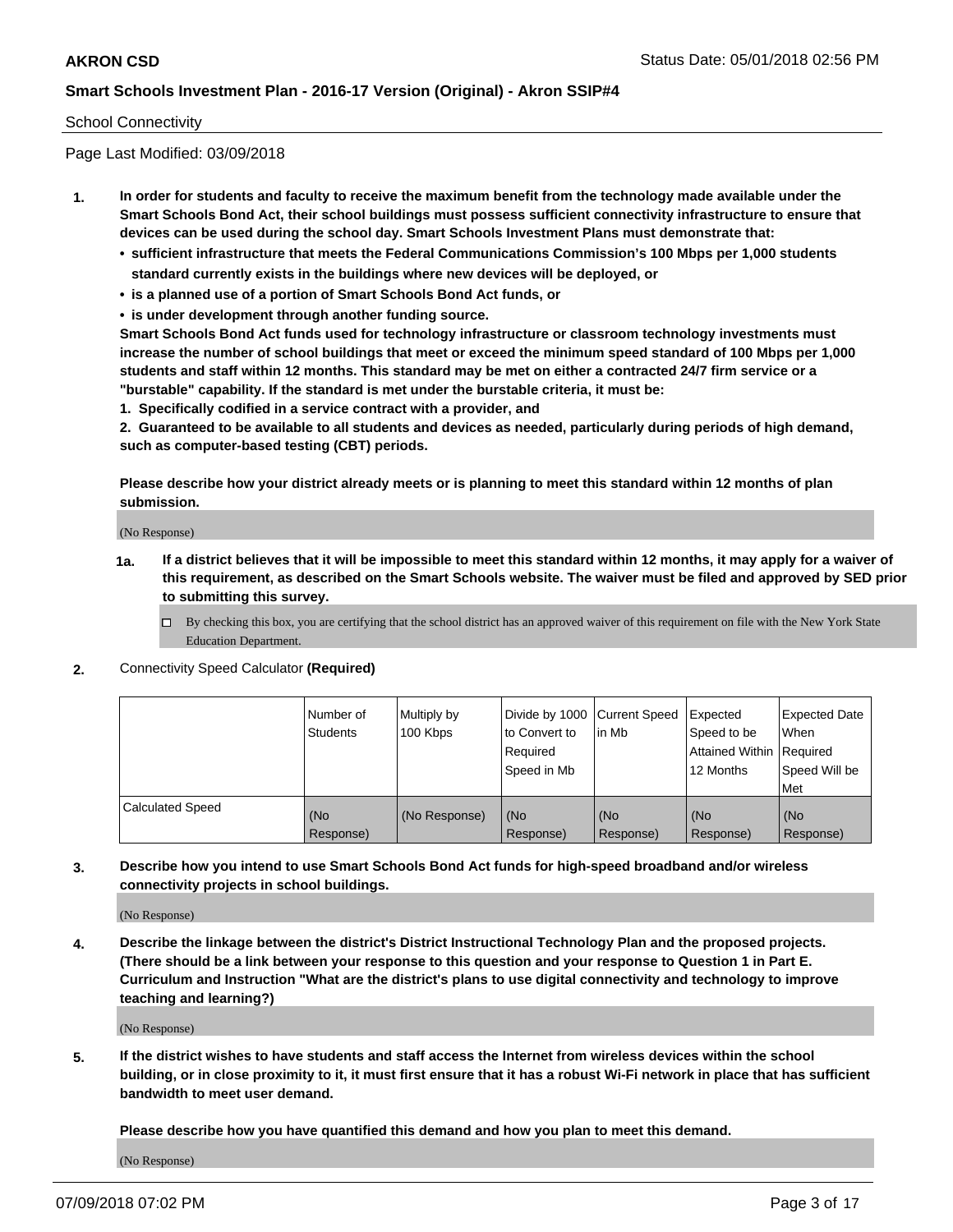School Connectivity

Page Last Modified: 03/09/2018

**1. In order for students and faculty to receive the maximum benefit from the technology made available under the Smart Schools Bond Act, their school buildings must possess sufficient connectivity infrastructure to ensure that devices can be used during the school day. Smart Schools Investment Plans must demonstrate that:**

- **sufficient infrastructure that meets the Federal Communications Commission's 100 Mbps per 1,000 students standard currently exists in the buildings where new devices will be deployed, or**
- **is a planned use of a portion of Smart Schools Bond Act funds, or**
- **is under development through another funding source.**

**Smart Schools Bond Act funds used for technology infrastructure or classroom technology investments must increase the number of school buildings that meet or exceed the minimum speed standard of 100 Mbps per 1,000 students and staff within 12 months. This standard may be met on either a contracted 24/7 firm service or a "burstable" capability. If the standard is met under the burstable criteria, it must be:**

**1. Specifically codified in a service contract with a provider, and**

**2. Guaranteed to be available to all students and devices as needed, particularly during periods of high demand, such as computer-based testing (CBT) periods.**

**Please describe how your district already meets or is planning to meet this standard within 12 months of plan submission.**

(No Response)

**1a. If a district believes that it will be impossible to meet this standard within 12 months, it may apply for a waiver of this requirement, as described on the Smart Schools website. The waiver must be filed and approved by SED prior to submitting this survey.**

☐ By checking this box, you are certifying that the school district has an approved waiver of this requirement on file with the New York State Education Department.

**2.** Connectivity Speed Calculator **(Required)**

| | Number of Students | Multiply by 100 Kbps | Divide by 1000 to Convert to Required Speed in Mb | Current Speed in Mb | Expected Speed to be Attained Within 12 Months | Expected Date When Required Speed Will be Met |
|---|---|---|---|---|---|---|
| Calculated Speed | (No Response) | (No Response) | (No Response) | (No Response) | (No Response) | (No Response) |

**3. Describe how you intend to use Smart Schools Bond Act funds for high-speed broadband and/or wireless connectivity projects in school buildings.**

(No Response)

**4. Describe the linkage between the district's District Instructional Technology Plan and the proposed projects. (There should be a link between your response to this question and your response to Question 1 in Part E. Curriculum and Instruction "What are the district's plans to use digital connectivity and technology to improve teaching and learning?)**

(No Response)

**5. If the district wishes to have students and staff access the Internet from wireless devices within the school building, or in close proximity to it, it must first ensure that it has a robust Wi-Fi network in place that has sufficient bandwidth to meet user demand.**

**Please describe how you have quantified this demand and how you plan to meet this demand.**

(No Response)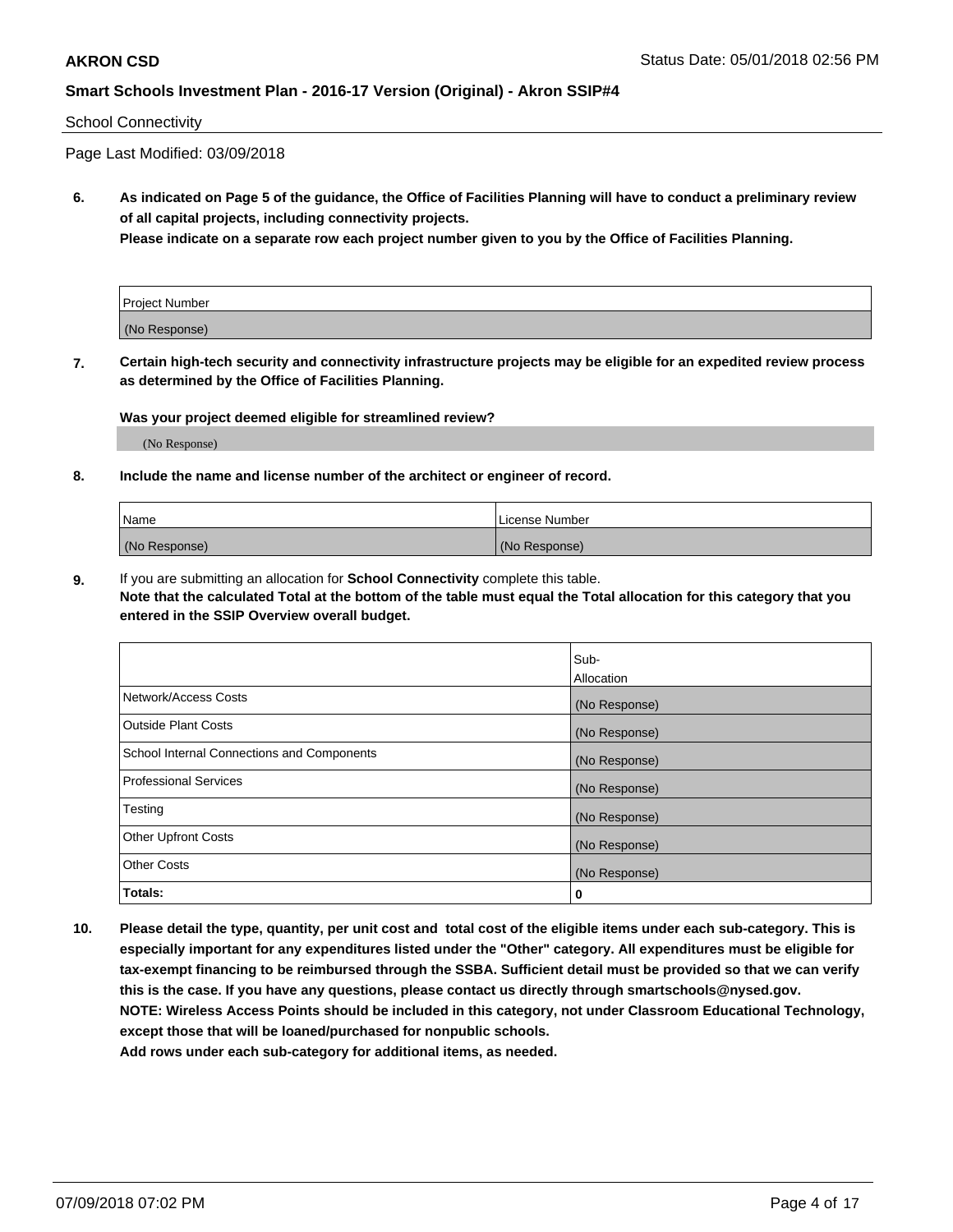School Connectivity

Page Last Modified: 03/09/2018

**6. As indicated on Page 5 of the guidance, the Office of Facilities Planning will have to conduct a preliminary review of all capital projects, including connectivity projects.**
**Please indicate on a separate row each project number given to you by the Office of Facilities Planning.**

| Project Number |
|---|
| (No Response) |

**7. Certain high-tech security and connectivity infrastructure projects may be eligible for an expedited review process as determined by the Office of Facilities Planning.**

**Was your project deemed eligible for streamlined review?**

(No Response)

**8. Include the name and license number of the architect or engineer of record.**

| Name | License Number |
|---|---|
| (No Response) | (No Response) |

**9.** If you are submitting an allocation for **School Connectivity** complete this table.
**Note that the calculated Total at the bottom of the table must equal the Total allocation for this category that you entered in the SSIP Overview overall budget.**

| | Sub-Allocation |
|---|---|
| Network/Access Costs | (No Response) |
| Outside Plant Costs | (No Response) |
| School Internal Connections and Components | (No Response) |
| Professional Services | (No Response) |
| Testing | (No Response) |
| Other Upfront Costs | (No Response) |
| Other Costs | (No Response) |
| **Totals:** | **0** |

**10. Please detail the type, quantity, per unit cost and total cost of the eligible items under each sub-category. This is especially important for any expenditures listed under the "Other" category. All expenditures must be eligible for tax-exempt financing to be reimbursed through the SSBA. Sufficient detail must be provided so that we can verify this is the case. If you have any questions, please contact us directly through smartschools@nysed.gov.**
**NOTE: Wireless Access Points should be included in this category, not under Classroom Educational Technology, except those that will be loaned/purchased for nonpublic schools.**
**Add rows under each sub-category for additional items, as needed.**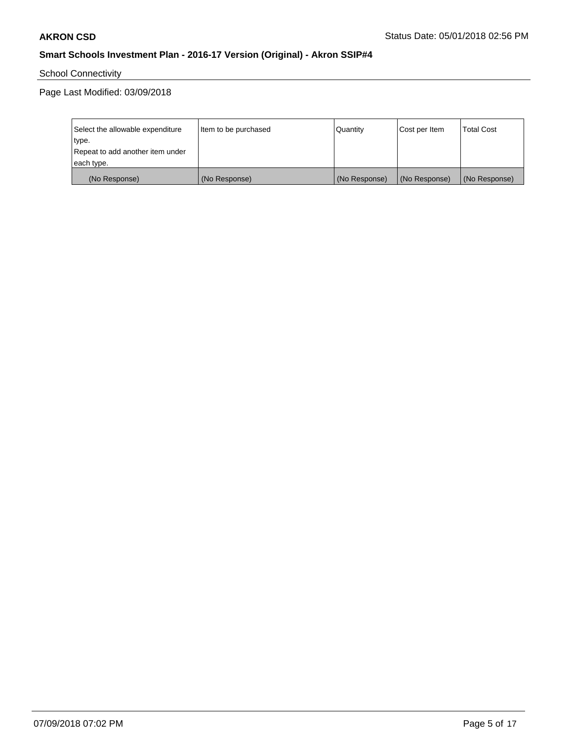School Connectivity

Page Last Modified: 03/09/2018

| Select the allowable expenditure type.<br>Repeat to add another item under each type. | Item to be purchased | Quantity | Cost per Item | Total Cost |
|---|---|---|---|---|
| (No Response) | (No Response) | (No Response) | (No Response) | (No Response) |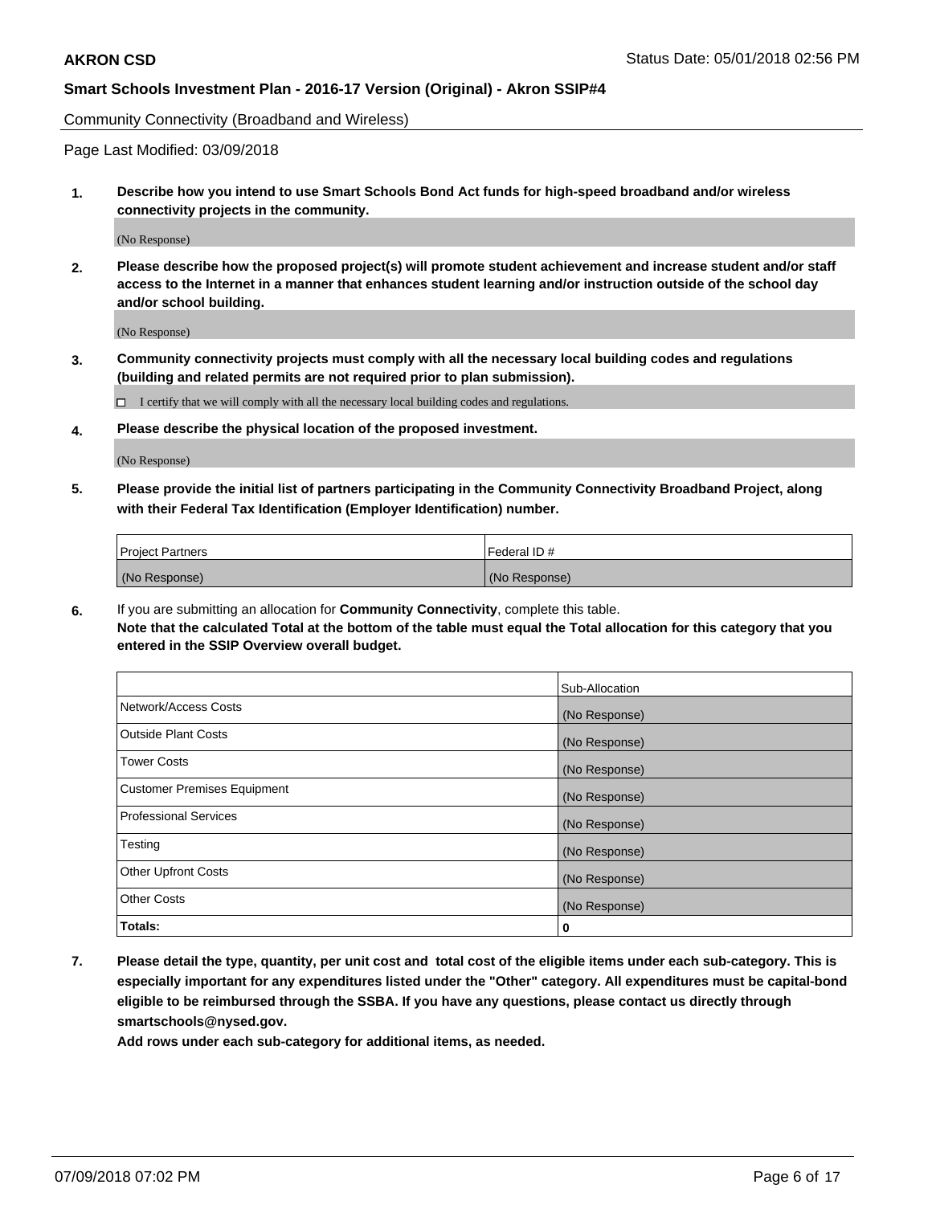Community Connectivity (Broadband and Wireless)

Page Last Modified: 03/09/2018

**1. Describe how you intend to use Smart Schools Bond Act funds for high-speed broadband and/or wireless connectivity projects in the community.**

(No Response)

**2. Please describe how the proposed project(s) will promote student achievement and increase student and/or staff access to the Internet in a manner that enhances student learning and/or instruction outside of the school day and/or school building.**

(No Response)

**3. Community connectivity projects must comply with all the necessary local building codes and regulations (building and related permits are not required prior to plan submission).**

☐ I certify that we will comply with all the necessary local building codes and regulations.

**4. Please describe the physical location of the proposed investment.**

(No Response)

**5. Please provide the initial list of partners participating in the Community Connectivity Broadband Project, along with their Federal Tax Identification (Employer Identification) number.**

| Project Partners | Federal ID # |
|---|---|
| (No Response) | (No Response) |

**6.** If you are submitting an allocation for **Community Connectivity**, complete this table.
**Note that the calculated Total at the bottom of the table must equal the Total allocation for this category that you entered in the SSIP Overview overall budget.**

| | Sub-Allocation |
|---|---|
| Network/Access Costs | (No Response) |
| Outside Plant Costs | (No Response) |
| Tower Costs | (No Response) |
| Customer Premises Equipment | (No Response) |
| Professional Services | (No Response) |
| Testing | (No Response) |
| Other Upfront Costs | (No Response) |
| Other Costs | (No Response) |
| **Totals:** | **0** |

**7. Please detail the type, quantity, per unit cost and total cost of the eligible items under each sub-category. This is especially important for any expenditures listed under the "Other" category. All expenditures must be capital-bond eligible to be reimbursed through the SSBA. If you have any questions, please contact us directly through smartschools@nysed.gov.**

**Add rows under each sub-category for additional items, as needed.**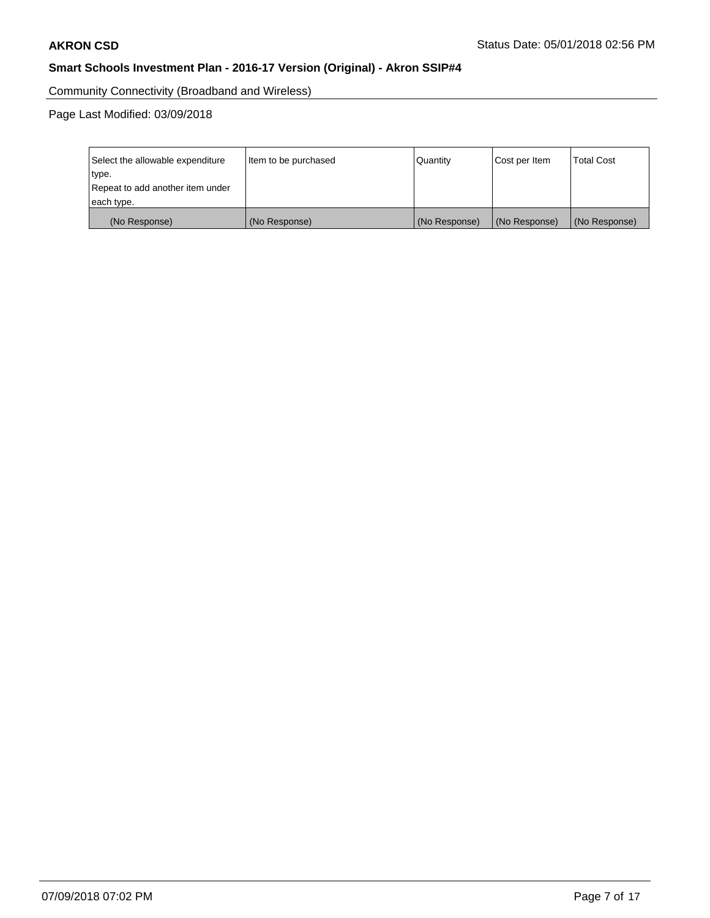Community Connectivity (Broadband and Wireless)

Page Last Modified: 03/09/2018

| Select the allowable expenditure type. Repeat to add another item under each type. | Item to be purchased | Quantity | Cost per Item | Total Cost |
|---|---|---|---|---|
| (No Response) | (No Response) | (No Response) | (No Response) | (No Response) |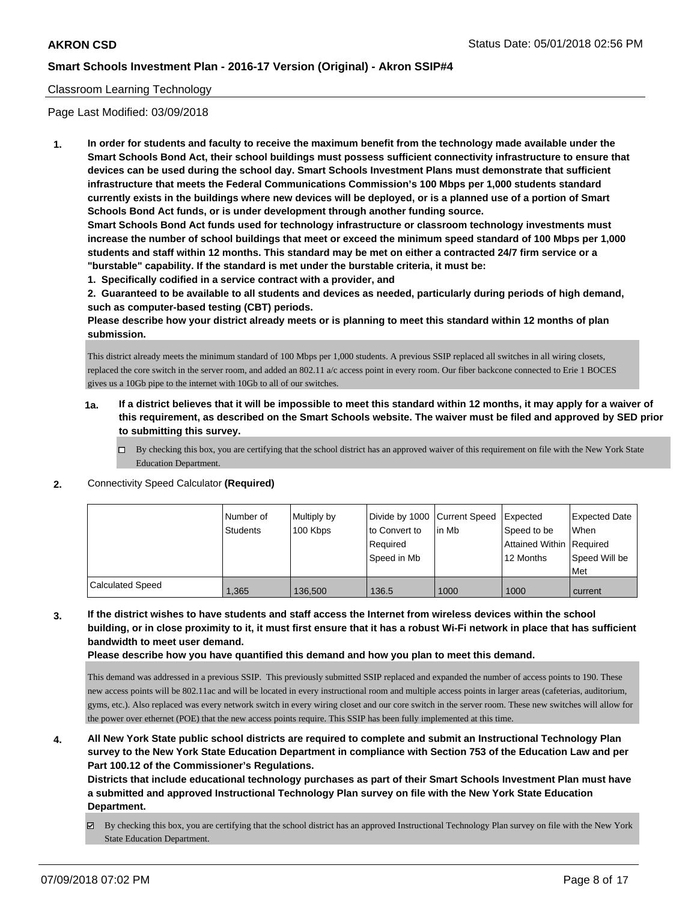Classroom Learning Technology

Page Last Modified: 03/09/2018

1. **In order for students and faculty to receive the maximum benefit from the technology made available under the Smart Schools Bond Act, their school buildings must possess sufficient connectivity infrastructure to ensure that devices can be used during the school day. Smart Schools Investment Plans must demonstrate that sufficient infrastructure that meets the Federal Communications Commission's 100 Mbps per 1,000 students standard currently exists in the buildings where new devices will be deployed, or is a planned use of a portion of Smart Schools Bond Act funds, or is under development through another funding source.**
**Smart Schools Bond Act funds used for technology infrastructure or classroom technology investments must increase the number of school buildings that meet or exceed the minimum speed standard of 100 Mbps per 1,000 students and staff within 12 months. This standard may be met on either a contracted 24/7 firm service or a "burstable" capability. If the standard is met under the burstable criteria, it must be:**
**1. Specifically codified in a service contract with a provider, and**
**2. Guaranteed to be available to all students and devices as needed, particularly during periods of high demand, such as computer-based testing (CBT) periods.**
**Please describe how your district already meets or is planning to meet this standard within 12 months of plan submission.**

This district already meets the minimum standard of 100 Mbps per 1,000 students. A previous SSIP replaced all switches in all wiring closets, replaced the core switch in the server room, and added an 802.11 a/c access point in every room. Our fiber backcone connected to Erie 1 BOCES gives us a 10Gb pipe to the internet with 10Gb to all of our switches.

1a. **If a district believes that it will be impossible to meet this standard within 12 months, it may apply for a waiver of this requirement, as described on the Smart Schools website. The waiver must be filed and approved by SED prior to submitting this survey.**

☐ By checking this box, you are certifying that the school district has an approved waiver of this requirement on file with the New York State Education Department.

2. Connectivity Speed Calculator **(Required)**

| | Number of Students | Multiply by 100 Kbps | Divide by 1000 to Convert to Required Speed in Mb | Current Speed in Mb | Expected Speed to be Attained Within 12 Months | Expected Date When Required Speed Will be Met |
|---|---|---|---|---|---|---|
| Calculated Speed | 1,365 | 136,500 | 136.5 | 1000 | 1000 | current |

3. **If the district wishes to have students and staff access the Internet from wireless devices within the school building, or in close proximity to it, it must first ensure that it has a robust Wi-Fi network in place that has sufficient bandwidth to meet user demand.**
**Please describe how you have quantified this demand and how you plan to meet this demand.**

This demand was addressed in a previous SSIP. This previously submitted SSIP replaced and expanded the number of access points to 190. These new access points will be 802.11ac and will be located in every instructional room and multiple access points in larger areas (cafeterias, auditorium, gyms, etc.). Also replaced was every network switch in every wiring closet and our core switch in the server room. These new switches will allow for the power over ethernet (POE) that the new access points require. This SSIP has been fully implemented at this time.

4. **All New York State public school districts are required to complete and submit an Instructional Technology Plan survey to the New York State Education Department in compliance with Section 753 of the Education Law and per Part 100.12 of the Commissioner's Regulations.**
**Districts that include educational technology purchases as part of their Smart Schools Investment Plan must have a submitted and approved Instructional Technology Plan survey on file with the New York State Education Department.**

☑ By checking this box, you are certifying that the school district has an approved Instructional Technology Plan survey on file with the New York State Education Department.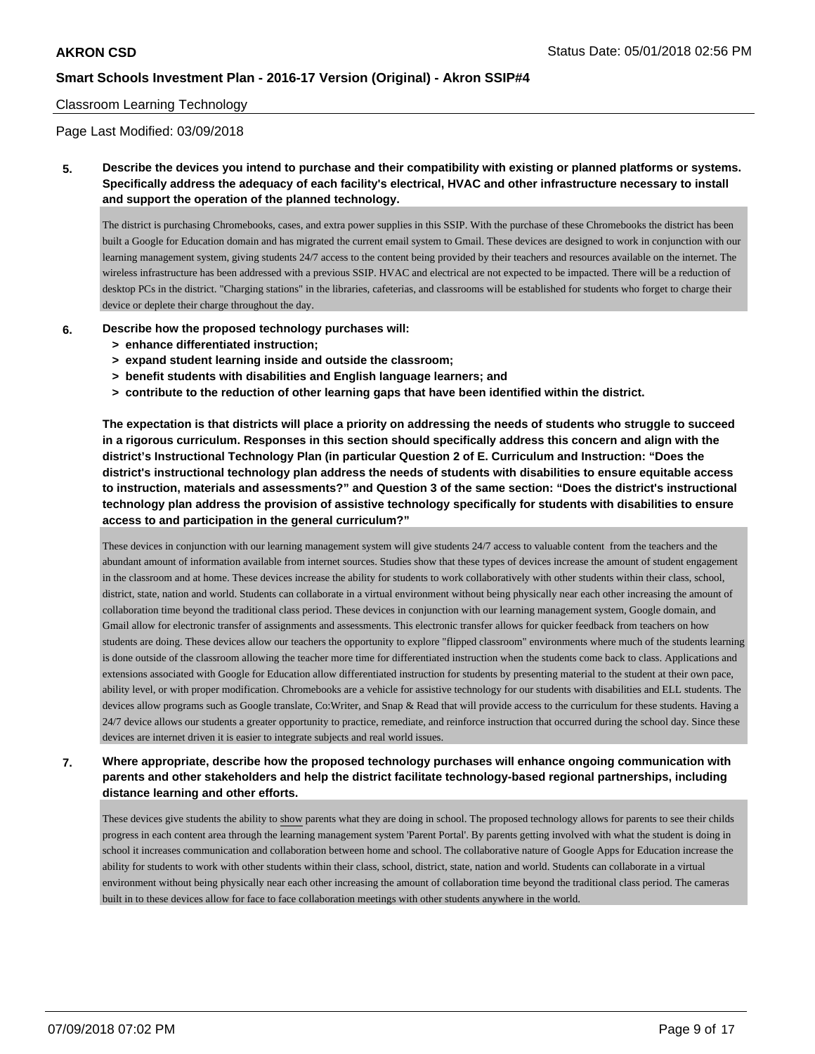Classroom Learning Technology

Page Last Modified: 03/09/2018

**5. Describe the devices you intend to purchase and their compatibility with existing or planned platforms or systems. Specifically address the adequacy of each facility's electrical, HVAC and other infrastructure necessary to install and support the operation of the planned technology.**

The district is purchasing Chromebooks, cases, and extra power supplies in this SSIP. With the purchase of these Chromebooks the district has been built a Google for Education domain and has migrated the current email system to Gmail. These devices are designed to work in conjunction with our learning management system, giving students 24/7 access to the content being provided by their teachers and resources available on the internet. The wireless infrastructure has been addressed with a previous SSIP. HVAC and electrical are not expected to be impacted. There will be a reduction of desktop PCs in the district. "Charging stations" in the libraries, cafeterias, and classrooms will be established for students who forget to charge their device or deplete their charge throughout the day.

**6. Describe how the proposed technology purchases will:**
- **> enhance differentiated instruction;**
- **> expand student learning inside and outside the classroom;**
- **> benefit students with disabilities and English language learners; and**
- **> contribute to the reduction of other learning gaps that have been identified within the district.**

**The expectation is that districts will place a priority on addressing the needs of students who struggle to succeed in a rigorous curriculum. Responses in this section should specifically address this concern and align with the district's Instructional Technology Plan (in particular Question 2 of E. Curriculum and Instruction: "Does the district's instructional technology plan address the needs of students with disabilities to ensure equitable access to instruction, materials and assessments?" and Question 3 of the same section: "Does the district's instructional technology plan address the provision of assistive technology specifically for students with disabilities to ensure access to and participation in the general curriculum?"**

These devices in conjunction with our learning management system will give students 24/7 access to valuable content from the teachers and the abundant amount of information available from internet sources. Studies show that these types of devices increase the amount of student engagement in the classroom and at home. These devices increase the ability for students to work collaboratively with other students within their class, school, district, state, nation and world. Students can collaborate in a virtual environment without being physically near each other increasing the amount of collaboration time beyond the traditional class period. These devices in conjunction with our learning management system, Google domain, and Gmail allow for electronic transfer of assignments and assessments. This electronic transfer allows for quicker feedback from teachers on how students are doing. These devices allow our teachers the opportunity to explore "flipped classroom" environments where much of the students learning is done outside of the classroom allowing the teacher more time for differentiated instruction when the students come back to class. Applications and extensions associated with Google for Education allow differentiated instruction for students by presenting material to the student at their own pace, ability level, or with proper modification. Chromebooks are a vehicle for assistive technology for our students with disabilities and ELL students. The devices allow programs such as Google translate, Co:Writer, and Snap & Read that will provide access to the curriculum for these students. Having a 24/7 device allows our students a greater opportunity to practice, remediate, and reinforce instruction that occurred during the school day. Since these devices are internet driven it is easier to integrate subjects and real world issues.

**7. Where appropriate, describe how the proposed technology purchases will enhance ongoing communication with parents and other stakeholders and help the district facilitate technology-based regional partnerships, including distance learning and other efforts.**

These devices give students the ability to show parents what they are doing in school. The proposed technology allows for parents to see their childs progress in each content area through the learning management system 'Parent Portal'. By parents getting involved with what the student is doing in school it increases communication and collaboration between home and school. The collaborative nature of Google Apps for Education increase the ability for students to work with other students within their class, school, district, state, nation and world. Students can collaborate in a virtual environment without being physically near each other increasing the amount of collaboration time beyond the traditional class period. The cameras built in to these devices allow for face to face collaboration meetings with other students anywhere in the world.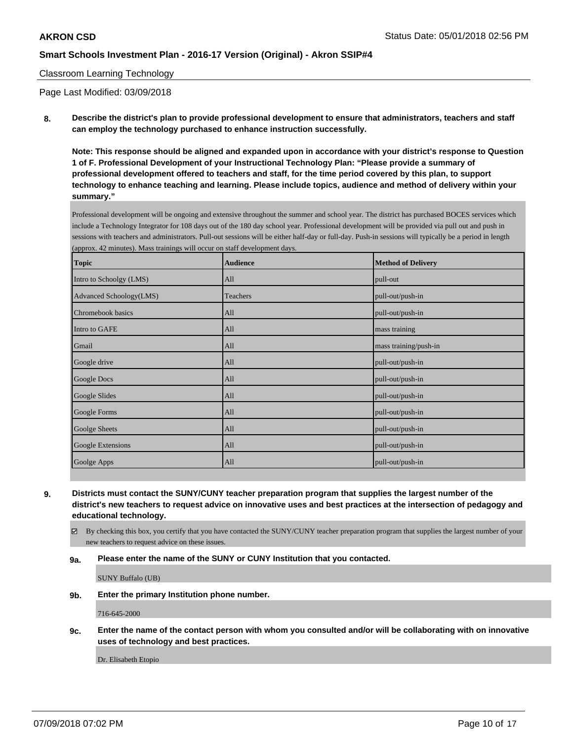Classroom Learning Technology

Page Last Modified: 03/09/2018

**8. Describe the district's plan to provide professional development to ensure that administrators, teachers and staff can employ the technology purchased to enhance instruction successfully.**

**Note: This response should be aligned and expanded upon in accordance with your district's response to Question 1 of F. Professional Development of your Instructional Technology Plan: "Please provide a summary of professional development offered to teachers and staff, for the time period covered by this plan, to support technology to enhance teaching and learning. Please include topics, audience and method of delivery within your summary."**

Professional development will be ongoing and extensive throughout the summer and school year. The district has purchased BOCES services which include a Technology Integrator for 108 days out of the 180 day school year. Professional development will be provided via pull out and push in sessions with teachers and administrators. Pull-out sessions will be either half-day or full-day. Push-in sessions will typically be a period in length (approx. 42 minutes). Mass trainings will occur on staff development days.

| Topic | Audience | Method of Delivery |
|---|---|---|
| Intro to Schoolgy (LMS) | All | pull-out |
| Advanced Schoology(LMS) | Teachers | pull-out/push-in |
| Chromebook basics | All | pull-out/push-in |
| Intro to GAFE | All | mass training |
| Gmail | All | mass training/push-in |
| Google drive | All | pull-out/push-in |
| Google Docs | All | pull-out/push-in |
| Google Slides | All | pull-out/push-in |
| Google Forms | All | pull-out/push-in |
| Goolge Sheets | All | pull-out/push-in |
| Google Extensions | All | pull-out/push-in |
| Goolge Apps | All | pull-out/push-in |

**9. Districts must contact the SUNY/CUNY teacher preparation program that supplies the largest number of the district's new teachers to request advice on innovative uses and best practices at the intersection of pedagogy and educational technology.**

☑ By checking this box, you certify that you have contacted the SUNY/CUNY teacher preparation program that supplies the largest number of your new teachers to request advice on these issues.

**9a. Please enter the name of the SUNY or CUNY Institution that you contacted.**

SUNY Buffalo (UB)

**9b. Enter the primary Institution phone number.**

716-645-2000

**9c. Enter the name of the contact person with whom you consulted and/or will be collaborating with on innovative uses of technology and best practices.**

Dr. Elisabeth Etopio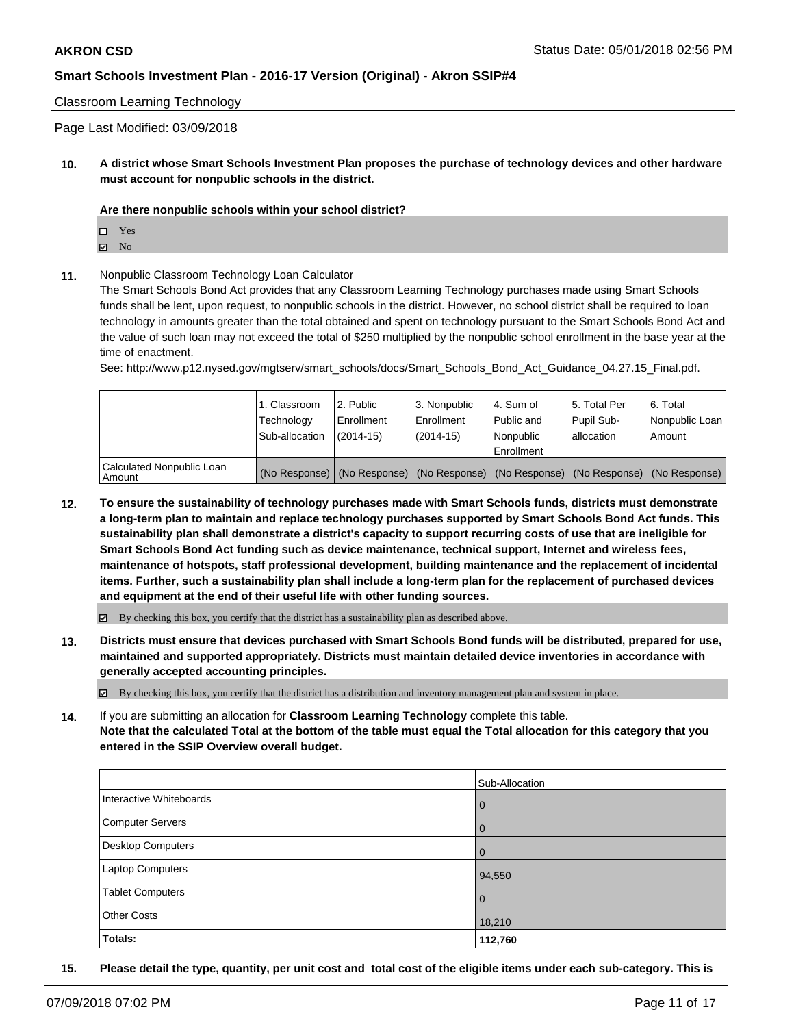Classroom Learning Technology

Page Last Modified: 03/09/2018

**10. A district whose Smart Schools Investment Plan proposes the purchase of technology devices and other hardware must account for nonpublic schools in the district.**

**Are there nonpublic schools within your school district?**

- ☐ Yes
- ☑ No

**11.** Nonpublic Classroom Technology Loan Calculator

The Smart Schools Bond Act provides that any Classroom Learning Technology purchases made using Smart Schools funds shall be lent, upon request, to nonpublic schools in the district. However, no school district shall be required to loan technology in amounts greater than the total obtained and spent on technology pursuant to the Smart Schools Bond Act and the value of such loan may not exceed the total of $250 multiplied by the nonpublic school enrollment in the base year at the time of enactment.

See: http://www.p12.nysed.gov/mgtserv/smart_schools/docs/Smart_Schools_Bond_Act_Guidance_04.27.15_Final.pdf.

| | 1. Classroom Technology Sub-allocation | 2. Public Enrollment (2014-15) | 3. Nonpublic Enrollment (2014-15) | 4. Sum of Public and Nonpublic Enrollment | 5. Total Per Pupil Sub-allocation | 6. Total Nonpublic Loan Amount |
|---|---|---|---|---|---|---|
| Calculated Nonpublic Loan Amount | (No Response) | (No Response) | (No Response) | (No Response) | (No Response) | (No Response) |

**12. To ensure the sustainability of technology purchases made with Smart Schools funds, districts must demonstrate a long-term plan to maintain and replace technology purchases supported by Smart Schools Bond Act funds. This sustainability plan shall demonstrate a district's capacity to support recurring costs of use that are ineligible for Smart Schools Bond Act funding such as device maintenance, technical support, Internet and wireless fees, maintenance of hotspots, staff professional development, building maintenance and the replacement of incidental items. Further, such a sustainability plan shall include a long-term plan for the replacement of purchased devices and equipment at the end of their useful life with other funding sources.**

☑ By checking this box, you certify that the district has a sustainability plan as described above.

**13. Districts must ensure that devices purchased with Smart Schools Bond funds will be distributed, prepared for use, maintained and supported appropriately. Districts must maintain detailed device inventories in accordance with generally accepted accounting principles.**

☑ By checking this box, you certify that the district has a distribution and inventory management plan and system in place.

**14.** If you are submitting an allocation for **Classroom Learning Technology** complete this table.
**Note that the calculated Total at the bottom of the table must equal the Total allocation for this category that you entered in the SSIP Overview overall budget.**

| | Sub-Allocation |
|---|---|
| Interactive Whiteboards | 0 |
| Computer Servers | 0 |
| Desktop Computers | 0 |
| Laptop Computers | 94,550 |
| Tablet Computers | 0 |
| Other Costs | 18,210 |
| **Totals:** | **112,760** |

**15. Please detail the type, quantity, per unit cost and total cost of the eligible items under each sub-category. This is**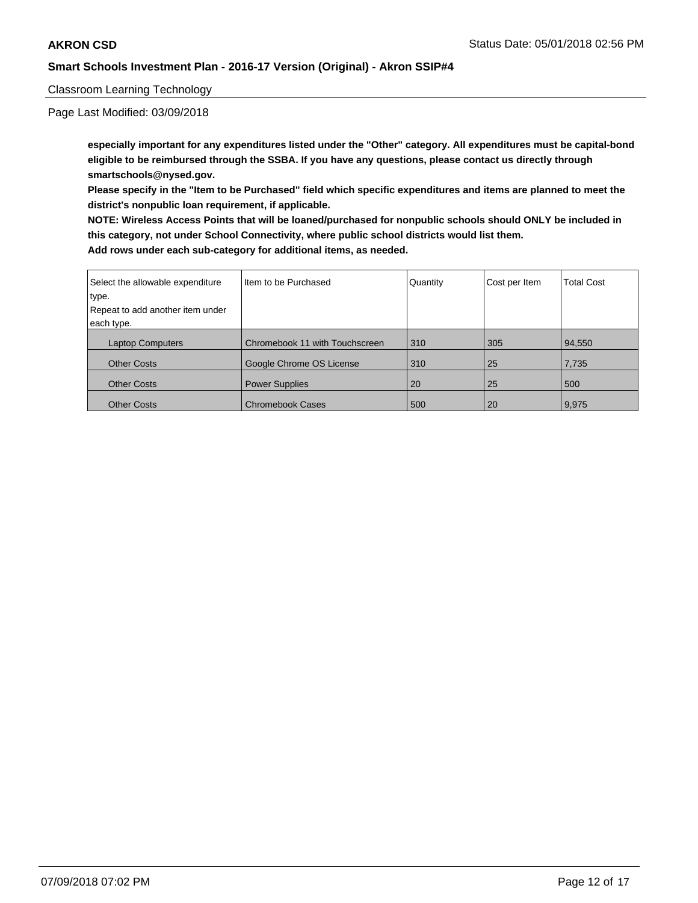**especially important for any expenditures listed under the "Other" category. All expenditures must be capital-bond eligible to be reimbursed through the SSBA. If you have any questions, please contact us directly through smartschools@nysed.gov.**

**Please specify in the "Item to be Purchased" field which specific expenditures and items are planned to meet the district's nonpublic loan requirement, if applicable.**

**NOTE: Wireless Access Points that will be loaned/purchased for nonpublic schools should ONLY be included in this category, not under School Connectivity, where public school districts would list them.**

**Add rows under each sub-category for additional items, as needed.**

| Select the allowable expenditure type. Repeat to add another item under each type. | Item to be Purchased | Quantity | Cost per Item | Total Cost |
|---|---|---|---|---|
| Laptop Computers | Chromebook 11 with Touchscreen | 310 | 305 | 94,550 |
| Other Costs | Google Chrome OS License | 310 | 25 | 7,735 |
| Other Costs | Power Supplies | 20 | 25 | 500 |
| Other Costs | Chromebook Cases | 500 | 20 | 9,975 |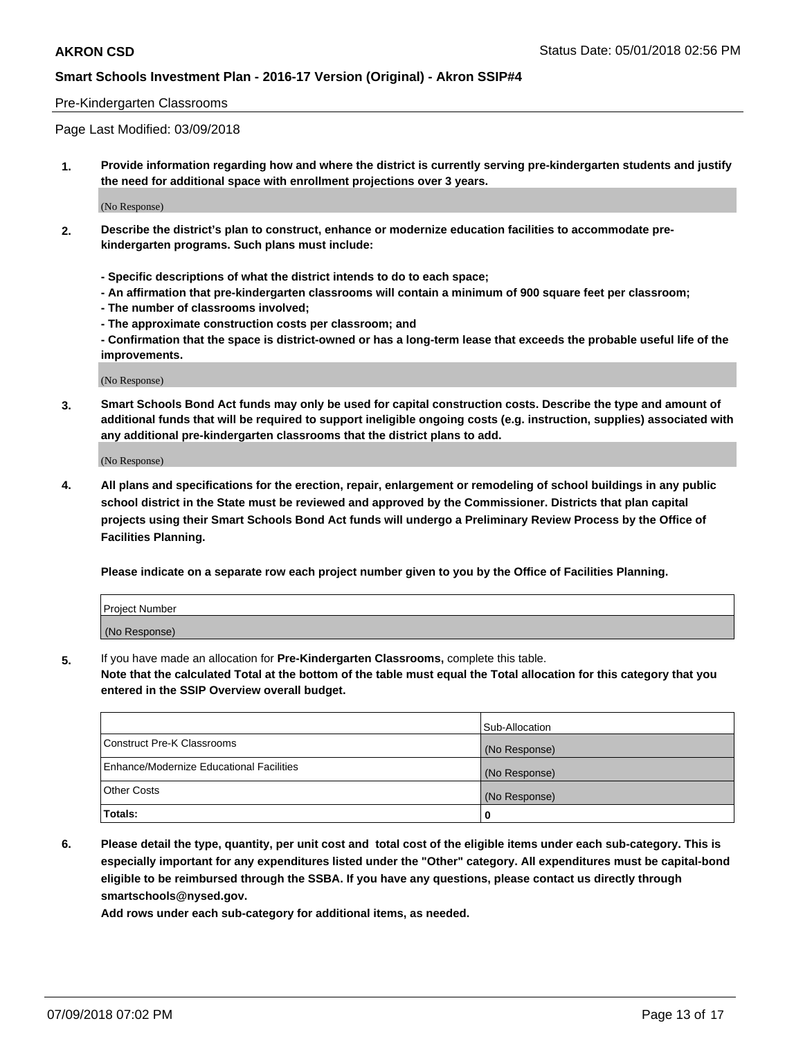Pre-Kindergarten Classrooms

Page Last Modified: 03/09/2018

**1. Provide information regarding how and where the district is currently serving pre-kindergarten students and justify the need for additional space with enrollment projections over 3 years.**

(No Response)

**2. Describe the district's plan to construct, enhance or modernize education facilities to accommodate pre-kindergarten programs. Such plans must include:**

**- Specific descriptions of what the district intends to do to each space;**
**- An affirmation that pre-kindergarten classrooms will contain a minimum of 900 square feet per classroom;**
**- The number of classrooms involved;**
**- The approximate construction costs per classroom; and**
**- Confirmation that the space is district-owned or has a long-term lease that exceeds the probable useful life of the improvements.**

(No Response)

**3. Smart Schools Bond Act funds may only be used for capital construction costs. Describe the type and amount of additional funds that will be required to support ineligible ongoing costs (e.g. instruction, supplies) associated with any additional pre-kindergarten classrooms that the district plans to add.**

(No Response)

**4. All plans and specifications for the erection, repair, enlargement or remodeling of school buildings in any public school district in the State must be reviewed and approved by the Commissioner. Districts that plan capital projects using their Smart Schools Bond Act funds will undergo a Preliminary Review Process by the Office of Facilities Planning.**

**Please indicate on a separate row each project number given to you by the Office of Facilities Planning.**

| Project Number |
|---|
| (No Response) |

5. If you have made an allocation for **Pre-Kindergarten Classrooms,** complete this table.
**Note that the calculated Total at the bottom of the table must equal the Total allocation for this category that you entered in the SSIP Overview overall budget.**

| | Sub-Allocation |
|---|---|
| Construct Pre-K Classrooms | (No Response) |
| Enhance/Modernize Educational Facilities | (No Response) |
| Other Costs | (No Response) |
| **Totals:** | **0** |

**6. Please detail the type, quantity, per unit cost and total cost of the eligible items under each sub-category. This is especially important for any expenditures listed under the "Other" category. All expenditures must be capital-bond eligible to be reimbursed through the SSBA. If you have any questions, please contact us directly through smartschools@nysed.gov.**

**Add rows under each sub-category for additional items, as needed.**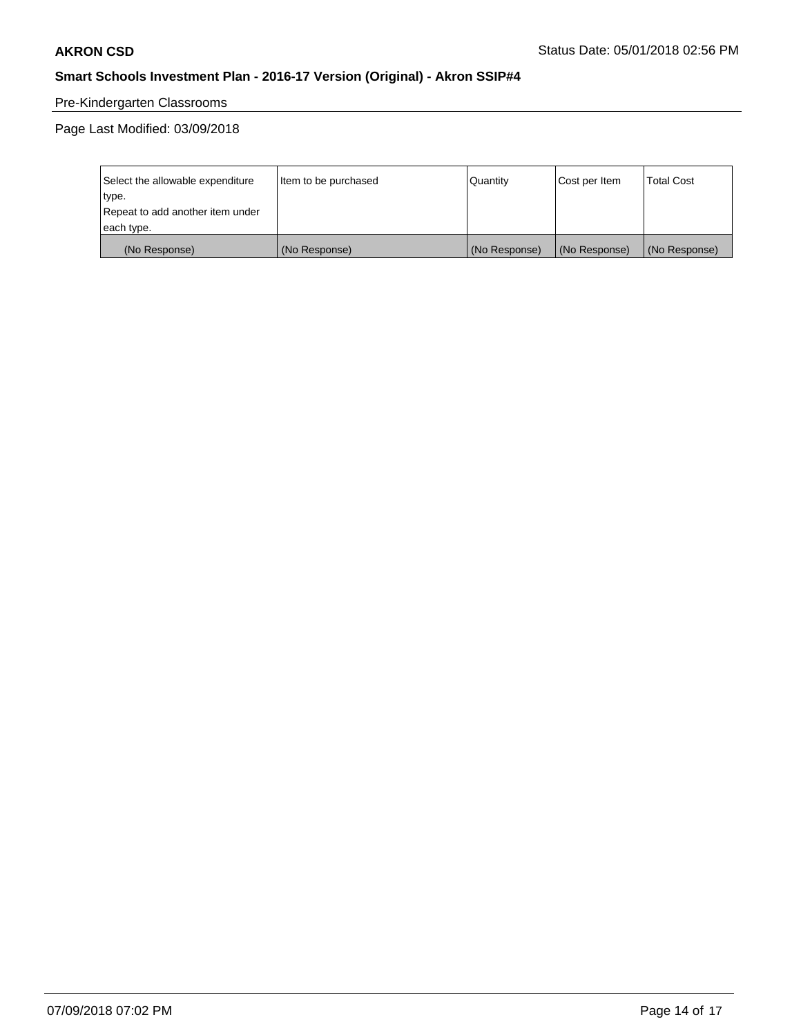Pre-Kindergarten Classrooms

Page Last Modified: 03/09/2018

| Select the allowable expenditure type. Repeat to add another item under each type. | Item to be purchased | Quantity | Cost per Item | Total Cost |
|---|---|---|---|---|
| (No Response) | (No Response) | (No Response) | (No Response) | (No Response) |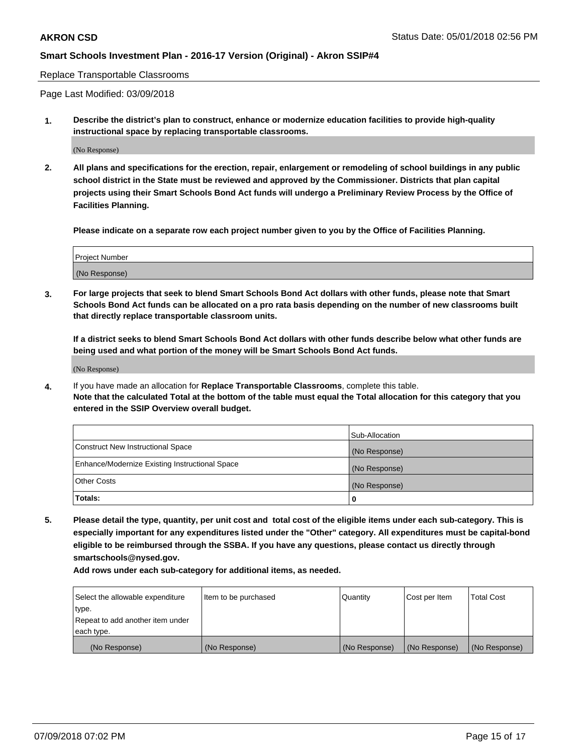Replace Transportable Classrooms

Page Last Modified: 03/09/2018

**1. Describe the district's plan to construct, enhance or modernize education facilities to provide high-quality instructional space by replacing transportable classrooms.**

(No Response)

**2. All plans and specifications for the erection, repair, enlargement or remodeling of school buildings in any public school district in the State must be reviewed and approved by the Commissioner. Districts that plan capital projects using their Smart Schools Bond Act funds will undergo a Preliminary Review Process by the Office of Facilities Planning.**

**Please indicate on a separate row each project number given to you by the Office of Facilities Planning.**

| Project Number |
|---|
| (No Response) |

**3. For large projects that seek to blend Smart Schools Bond Act dollars with other funds, please note that Smart Schools Bond Act funds can be allocated on a pro rata basis depending on the number of new classrooms built that directly replace transportable classroom units.**

**If a district seeks to blend Smart Schools Bond Act dollars with other funds describe below what other funds are being used and what portion of the money will be Smart Schools Bond Act funds.**

(No Response)

**4.** If you have made an allocation for **Replace Transportable Classrooms**, complete this table. **Note that the calculated Total at the bottom of the table must equal the Total allocation for this category that you entered in the SSIP Overview overall budget.**

| | Sub-Allocation |
|---|---|
| Construct New Instructional Space | (No Response) |
| Enhance/Modernize Existing Instructional Space | (No Response) |
| Other Costs | (No Response) |
| **Totals:** | **0** |

**5. Please detail the type, quantity, per unit cost and total cost of the eligible items under each sub-category. This is especially important for any expenditures listed under the "Other" category. All expenditures must be capital-bond eligible to be reimbursed through the SSBA. If you have any questions, please contact us directly through smartschools@nysed.gov.**

**Add rows under each sub-category for additional items, as needed.**

| Select the allowable expenditure type. Repeat to add another item under each type. | Item to be purchased | Quantity | Cost per Item | Total Cost |
|---|---|---|---|---|
| (No Response) | (No Response) | (No Response) | (No Response) | (No Response) |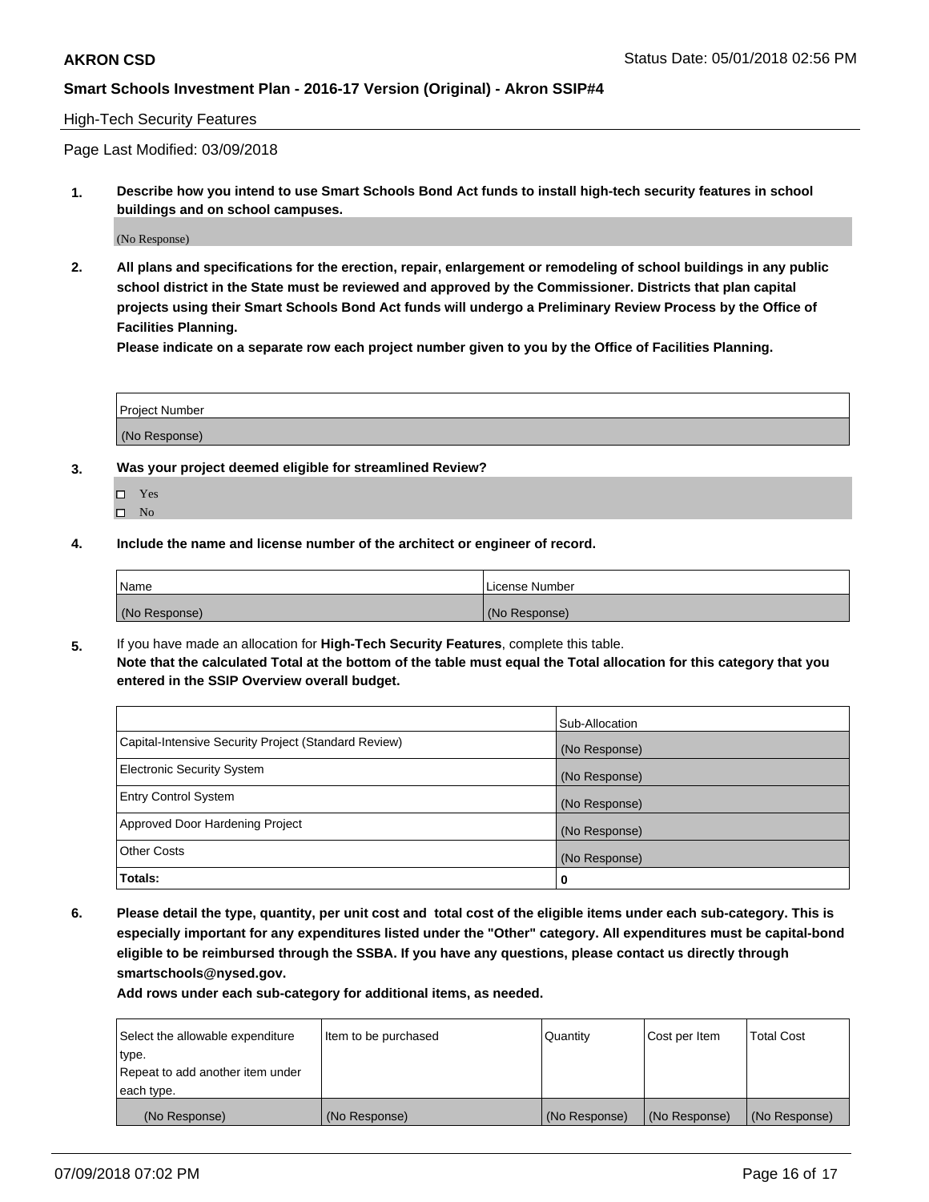**AKRON CSD** Status Date: 05/01/2018 02:56 PM

**Smart Schools Investment Plan - 2016-17 Version (Original) - Akron SSIP#4**

High-Tech Security Features

Page Last Modified: 03/09/2018

**1. Describe how you intend to use Smart Schools Bond Act funds to install high-tech security features in school buildings and on school campuses.**

(No Response)

**2. All plans and specifications for the erection, repair, enlargement or remodeling of school buildings in any public school district in the State must be reviewed and approved by the Commissioner. Districts that plan capital projects using their Smart Schools Bond Act funds will undergo a Preliminary Review Process by the Office of Facilities Planning.**

**Please indicate on a separate row each project number given to you by the Office of Facilities Planning.**

| Project Number |
| --- |
| (No Response) |

**3. Was your project deemed eligible for streamlined Review?**

- ☐ Yes
- ☐ No

**4. Include the name and license number of the architect or engineer of record.**

| Name | License Number |
| --- | --- |
| (No Response) | (No Response) |

**5.** If you have made an allocation for **High-Tech Security Features**, complete this table.
**Note that the calculated Total at the bottom of the table must equal the Total allocation for this category that you entered in the SSIP Overview overall budget.**

| | Sub-Allocation |
| --- | --- |
| Capital-Intensive Security Project (Standard Review) | (No Response) |
| Electronic Security System | (No Response) |
| Entry Control System | (No Response) |
| Approved Door Hardening Project | (No Response) |
| Other Costs | (No Response) |
| **Totals:** | **0** |

**6. Please detail the type, quantity, per unit cost and total cost of the eligible items under each sub-category. This is especially important for any expenditures listed under the "Other" category. All expenditures must be capital-bond eligible to be reimbursed through the SSBA. If you have any questions, please contact us directly through smartschools@nysed.gov.**

**Add rows under each sub-category for additional items, as needed.**

| Select the allowable expenditure type. Repeat to add another item under each type. | Item to be purchased | Quantity | Cost per Item | Total Cost |
| --- | --- | --- | --- | --- |
| (No Response) | (No Response) | (No Response) | (No Response) | (No Response) |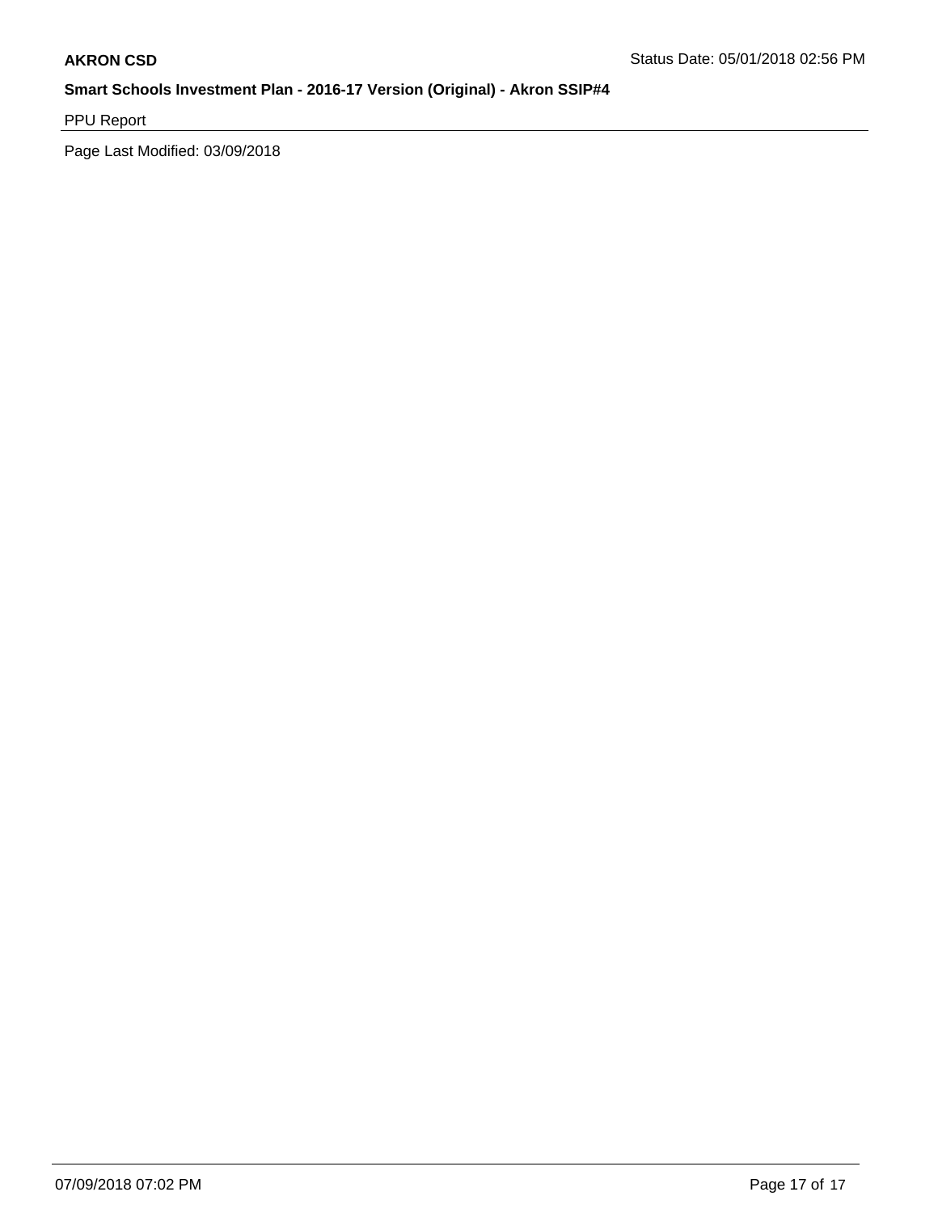PPU Report

Page Last Modified: 03/09/2018